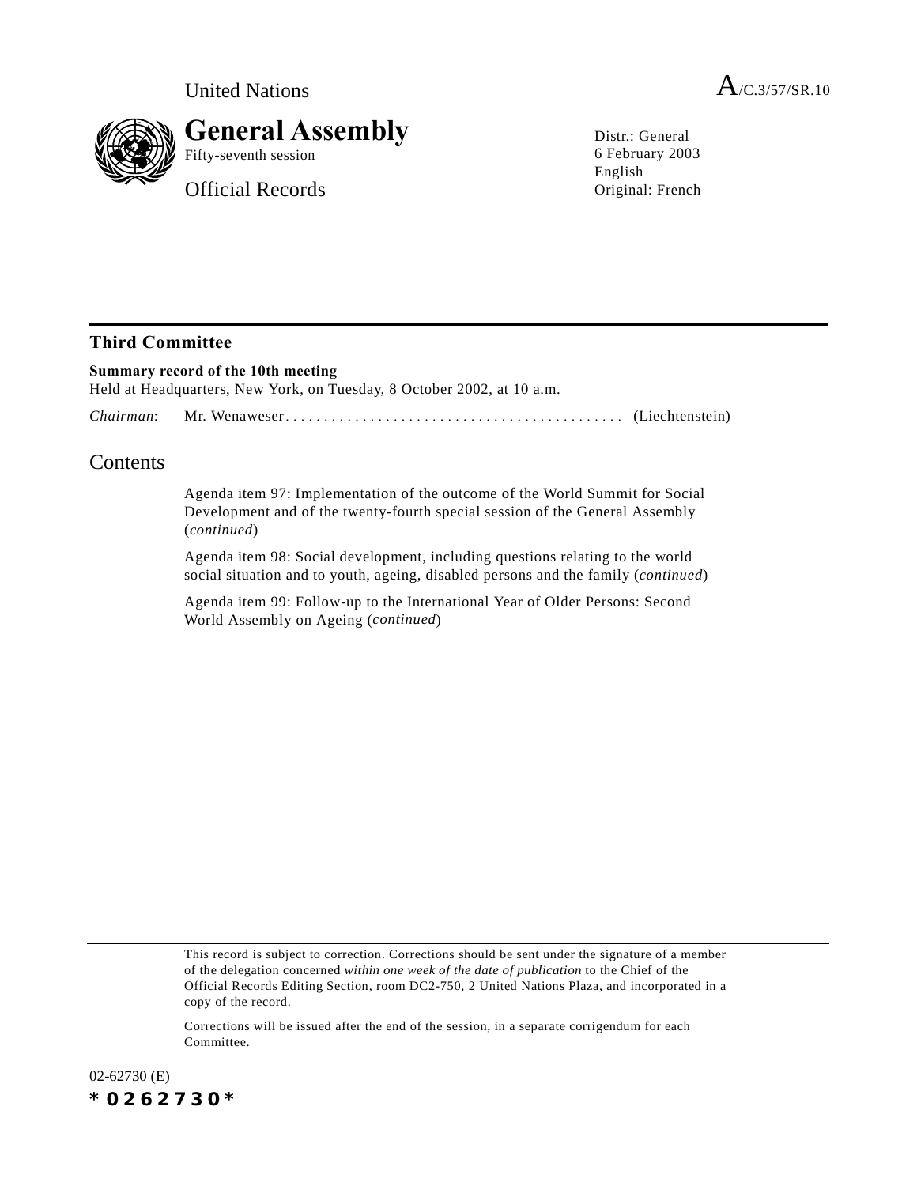United Nations

A/C.3/57/SR.10

# General Assembly

Fifty-seventh session

Official Records

Distr.: General
6 February 2003
English
Original: French

## Third Committee

**Summary record of the 10th meeting**

Held at Headquarters, New York, on Tuesday, 8 October 2002, at 10 a.m.

*Chairman*: Mr. Wenaweser . . . . . . . . . . . . . . . . . . . . . . . . . . . . . . . . . . . . . . . . . . . . (Liechtenstein)

## Contents

Agenda item 97: Implementation of the outcome of the World Summit for Social Development and of the twenty-fourth special session of the General Assembly (*continued*)

Agenda item 98: Social development, including questions relating to the world social situation and to youth, ageing, disabled persons and the family (*continued*)

Agenda item 99: Follow-up to the International Year of Older Persons: Second World Assembly on Ageing (*continued*)

This record is subject to correction. Corrections should be sent under the signature of a member of the delegation concerned *within one week of the date of publication* to the Chief of the Official Records Editing Section, room DC2-750, 2 United Nations Plaza, and incorporated in a copy of the record.

Corrections will be issued after the end of the session, in a separate corrigendum for each Committee.

02-62730 (E)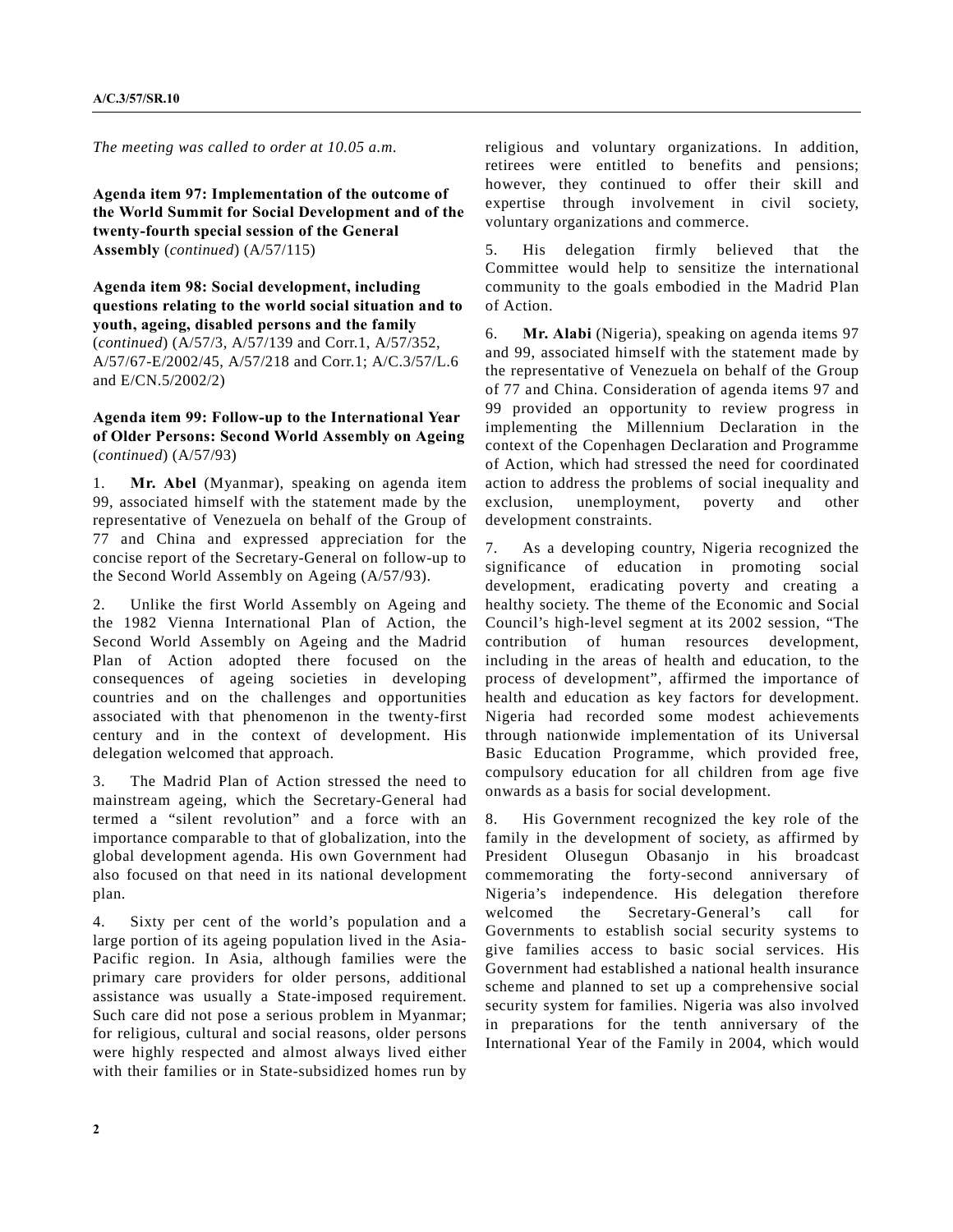*The meeting was called to order at 10.05 a.m.*

**Agenda item 97: Implementation of the outcome of the World Summit for Social Development and of the twenty-fourth special session of the General Assembly** (*continued*) (A/57/115)

**Agenda item 98: Social development, including questions relating to the world social situation and to youth, ageing, disabled persons and the family** (*continued*) (A/57/3, A/57/139 and Corr.1, A/57/352, A/57/67-E/2002/45, A/57/218 and Corr.1; A/C.3/57/L.6 and E/CN.5/2002/2)

**Agenda item 99: Follow-up to the International Year of Older Persons: Second World Assembly on Ageing** (*continued*) (A/57/93)

1. **Mr. Abel** (Myanmar), speaking on agenda item 99, associated himself with the statement made by the representative of Venezuela on behalf of the Group of 77 and China and expressed appreciation for the concise report of the Secretary-General on follow-up to the Second World Assembly on Ageing (A/57/93).

2. Unlike the first World Assembly on Ageing and the 1982 Vienna International Plan of Action, the Second World Assembly on Ageing and the Madrid Plan of Action adopted there focused on the consequences of ageing societies in developing countries and on the challenges and opportunities associated with that phenomenon in the twenty-first century and in the context of development. His delegation welcomed that approach.

3. The Madrid Plan of Action stressed the need to mainstream ageing, which the Secretary-General had termed a "silent revolution" and a force with an importance comparable to that of globalization, into the global development agenda. His own Government had also focused on that need in its national development plan.

4. Sixty per cent of the world's population and a large portion of its ageing population lived in the Asia-Pacific region. In Asia, although families were the primary care providers for older persons, additional assistance was usually a State-imposed requirement. Such care did not pose a serious problem in Myanmar; for religious, cultural and social reasons, older persons were highly respected and almost always lived either with their families or in State-subsidized homes run by religious and voluntary organizations. In addition, retirees were entitled to benefits and pensions; however, they continued to offer their skill and expertise through involvement in civil society, voluntary organizations and commerce.

5. His delegation firmly believed that the Committee would help to sensitize the international community to the goals embodied in the Madrid Plan of Action.

6. **Mr. Alabi** (Nigeria), speaking on agenda items 97 and 99, associated himself with the statement made by the representative of Venezuela on behalf of the Group of 77 and China. Consideration of agenda items 97 and 99 provided an opportunity to review progress in implementing the Millennium Declaration in the context of the Copenhagen Declaration and Programme of Action, which had stressed the need for coordinated action to address the problems of social inequality and exclusion, unemployment, poverty and other development constraints.

7. As a developing country, Nigeria recognized the significance of education in promoting social development, eradicating poverty and creating a healthy society. The theme of the Economic and Social Council's high-level segment at its 2002 session, "The contribution of human resources development, including in the areas of health and education, to the process of development", affirmed the importance of health and education as key factors for development. Nigeria had recorded some modest achievements through nationwide implementation of its Universal Basic Education Programme, which provided free, compulsory education for all children from age five onwards as a basis for social development.

8. His Government recognized the key role of the family in the development of society, as affirmed by President Olusegun Obasanjo in his broadcast commemorating the forty-second anniversary of Nigeria's independence. His delegation therefore welcomed the Secretary-General's call for Governments to establish social security systems to give families access to basic social services. His Government had established a national health insurance scheme and planned to set up a comprehensive social security system for families. Nigeria was also involved in preparations for the tenth anniversary of the International Year of the Family in 2004, which would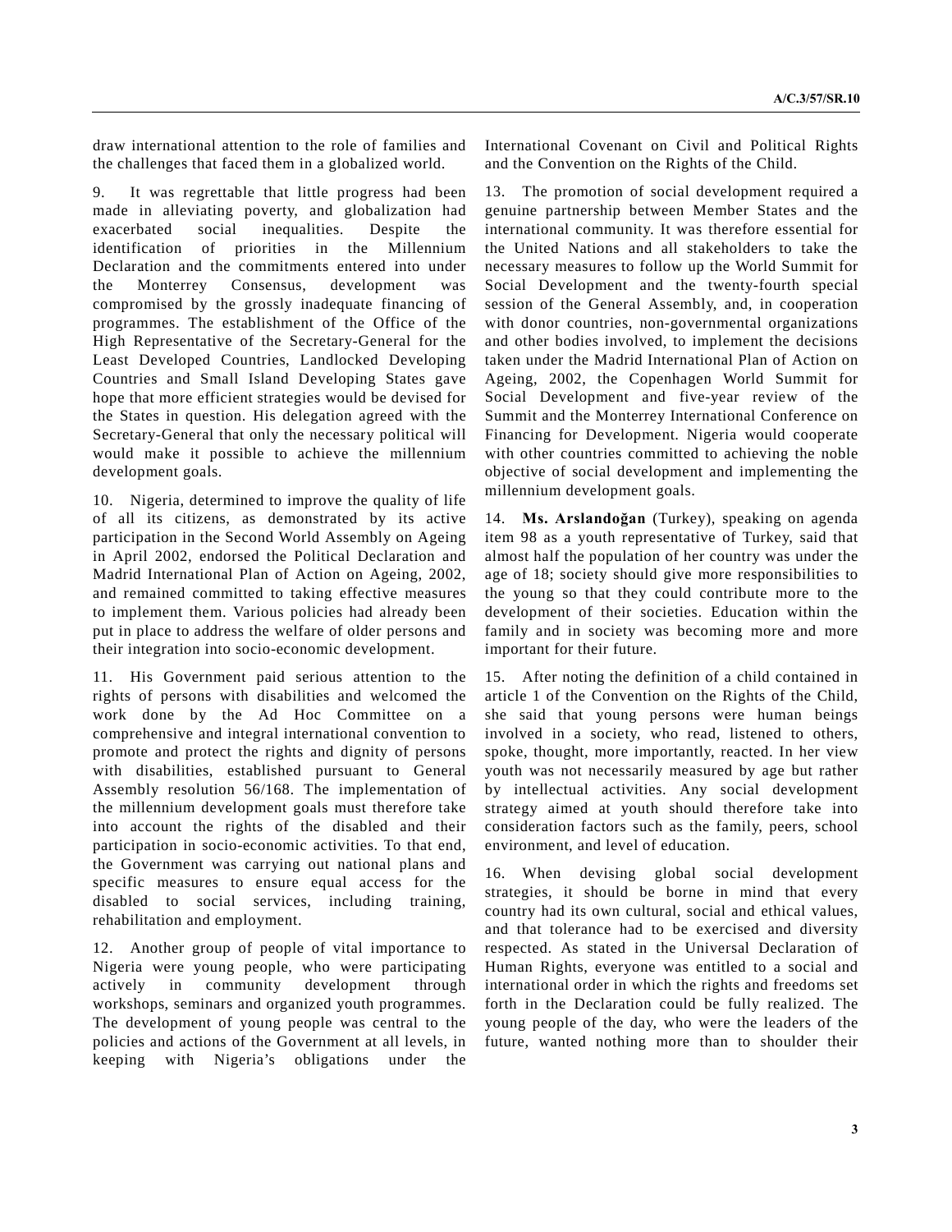draw international attention to the role of families and the challenges that faced them in a globalized world.

9. It was regrettable that little progress had been made in alleviating poverty, and globalization had exacerbated social inequalities. Despite the identification of priorities in the Millennium Declaration and the commitments entered into under the Monterrey Consensus, development was compromised by the grossly inadequate financing of programmes. The establishment of the Office of the High Representative of the Secretary-General for the Least Developed Countries, Landlocked Developing Countries and Small Island Developing States gave hope that more efficient strategies would be devised for the States in question. His delegation agreed with the Secretary-General that only the necessary political will would make it possible to achieve the millennium development goals.

10. Nigeria, determined to improve the quality of life of all its citizens, as demonstrated by its active participation in the Second World Assembly on Ageing in April 2002, endorsed the Political Declaration and Madrid International Plan of Action on Ageing, 2002, and remained committed to taking effective measures to implement them. Various policies had already been put in place to address the welfare of older persons and their integration into socio-economic development.

11. His Government paid serious attention to the rights of persons with disabilities and welcomed the work done by the Ad Hoc Committee on a comprehensive and integral international convention to promote and protect the rights and dignity of persons with disabilities, established pursuant to General Assembly resolution 56/168. The implementation of the millennium development goals must therefore take into account the rights of the disabled and their participation in socio-economic activities. To that end, the Government was carrying out national plans and specific measures to ensure equal access for the disabled to social services, including training, rehabilitation and employment.

12. Another group of people of vital importance to Nigeria were young people, who were participating actively in community development through workshops, seminars and organized youth programmes. The development of young people was central to the policies and actions of the Government at all levels, in keeping with Nigeria's obligations under the International Covenant on Civil and Political Rights and the Convention on the Rights of the Child.

13. The promotion of social development required a genuine partnership between Member States and the international community. It was therefore essential for the United Nations and all stakeholders to take the necessary measures to follow up the World Summit for Social Development and the twenty-fourth special session of the General Assembly, and, in cooperation with donor countries, non-governmental organizations and other bodies involved, to implement the decisions taken under the Madrid International Plan of Action on Ageing, 2002, the Copenhagen World Summit for Social Development and five-year review of the Summit and the Monterrey International Conference on Financing for Development. Nigeria would cooperate with other countries committed to achieving the noble objective of social development and implementing the millennium development goals.

14. **Ms. Arslandoğan** (Turkey), speaking on agenda item 98 as a youth representative of Turkey, said that almost half the population of her country was under the age of 18; society should give more responsibilities to the young so that they could contribute more to the development of their societies. Education within the family and in society was becoming more and more important for their future.

15. After noting the definition of a child contained in article 1 of the Convention on the Rights of the Child, she said that young persons were human beings involved in a society, who read, listened to others, spoke, thought, more importantly, reacted. In her view youth was not necessarily measured by age but rather by intellectual activities. Any social development strategy aimed at youth should therefore take into consideration factors such as the family, peers, school environment, and level of education.

16. When devising global social development strategies, it should be borne in mind that every country had its own cultural, social and ethical values, and that tolerance had to be exercised and diversity respected. As stated in the Universal Declaration of Human Rights, everyone was entitled to a social and international order in which the rights and freedoms set forth in the Declaration could be fully realized. The young people of the day, who were the leaders of the future, wanted nothing more than to shoulder their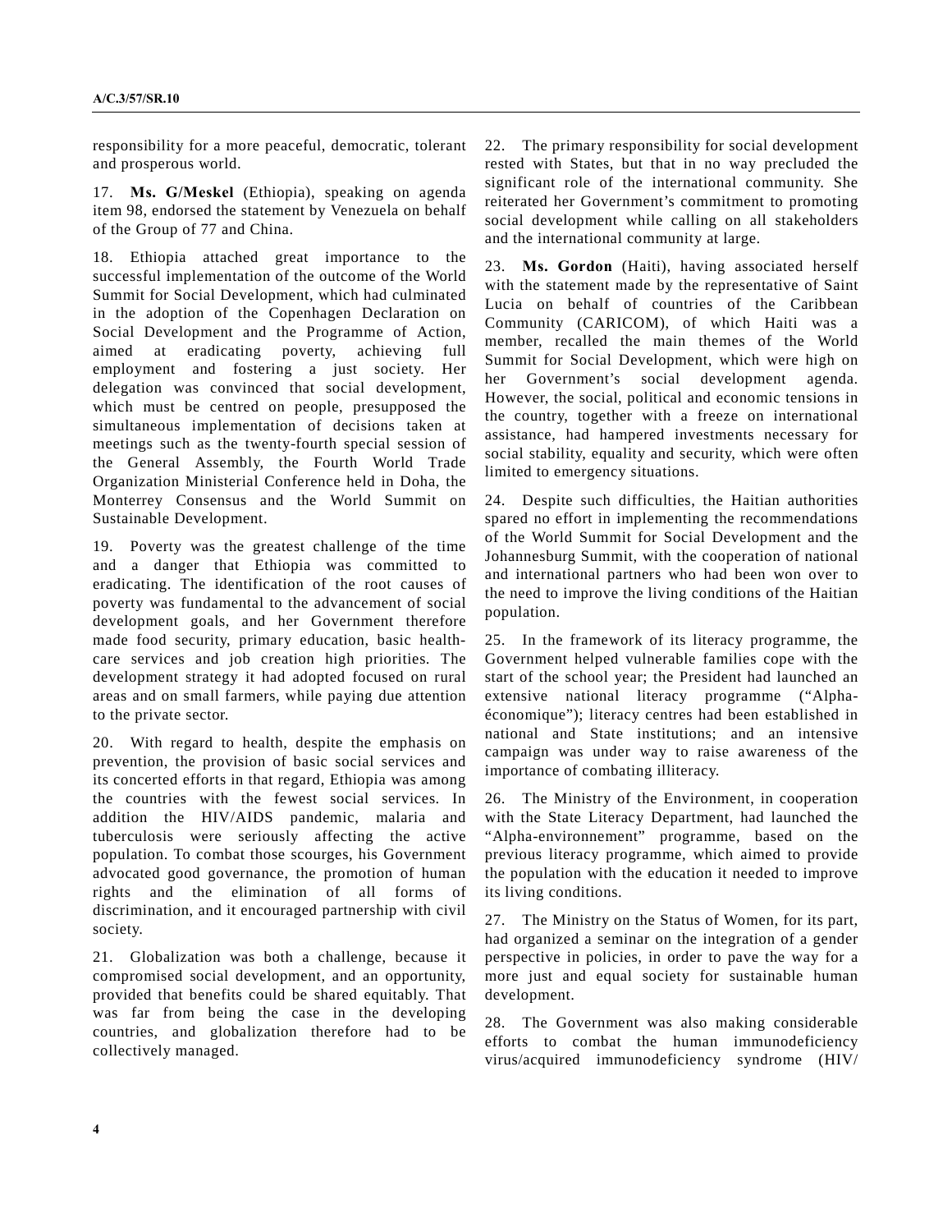responsibility for a more peaceful, democratic, tolerant and prosperous world.

17. **Ms. G/Meskel** (Ethiopia), speaking on agenda item 98, endorsed the statement by Venezuela on behalf of the Group of 77 and China.

18. Ethiopia attached great importance to the successful implementation of the outcome of the World Summit for Social Development, which had culminated in the adoption of the Copenhagen Declaration on Social Development and the Programme of Action, aimed at eradicating poverty, achieving full employment and fostering a just society. Her delegation was convinced that social development, which must be centred on people, presupposed the simultaneous implementation of decisions taken at meetings such as the twenty-fourth special session of the General Assembly, the Fourth World Trade Organization Ministerial Conference held in Doha, the Monterrey Consensus and the World Summit on Sustainable Development.

19. Poverty was the greatest challenge of the time and a danger that Ethiopia was committed to eradicating. The identification of the root causes of poverty was fundamental to the advancement of social development goals, and her Government therefore made food security, primary education, basic health-care services and job creation high priorities. The development strategy it had adopted focused on rural areas and on small farmers, while paying due attention to the private sector.

20. With regard to health, despite the emphasis on prevention, the provision of basic social services and its concerted efforts in that regard, Ethiopia was among the countries with the fewest social services. In addition the HIV/AIDS pandemic, malaria and tuberculosis were seriously affecting the active population. To combat those scourges, his Government advocated good governance, the promotion of human rights and the elimination of all forms of discrimination, and it encouraged partnership with civil society.

21. Globalization was both a challenge, because it compromised social development, and an opportunity, provided that benefits could be shared equitably. That was far from being the case in the developing countries, and globalization therefore had to be collectively managed.

22. The primary responsibility for social development rested with States, but that in no way precluded the significant role of the international community. She reiterated her Government's commitment to promoting social development while calling on all stakeholders and the international community at large.

23. **Ms. Gordon** (Haiti), having associated herself with the statement made by the representative of Saint Lucia on behalf of countries of the Caribbean Community (CARICOM), of which Haiti was a member, recalled the main themes of the World Summit for Social Development, which were high on her Government's social development agenda. However, the social, political and economic tensions in the country, together with a freeze on international assistance, had hampered investments necessary for social stability, equality and security, which were often limited to emergency situations.

24. Despite such difficulties, the Haitian authorities spared no effort in implementing the recommendations of the World Summit for Social Development and the Johannesburg Summit, with the cooperation of national and international partners who had been won over to the need to improve the living conditions of the Haitian population.

25. In the framework of its literacy programme, the Government helped vulnerable families cope with the start of the school year; the President had launched an extensive national literacy programme ("Alpha-économique"); literacy centres had been established in national and State institutions; and an intensive campaign was under way to raise awareness of the importance of combating illiteracy.

26. The Ministry of the Environment, in cooperation with the State Literacy Department, had launched the "Alpha-environnement" programme, based on the previous literacy programme, which aimed to provide the population with the education it needed to improve its living conditions.

27. The Ministry on the Status of Women, for its part, had organized a seminar on the integration of a gender perspective in policies, in order to pave the way for a more just and equal society for sustainable human development.

28. The Government was also making considerable efforts to combat the human immunodeficiency virus/acquired immunodeficiency syndrome (HIV/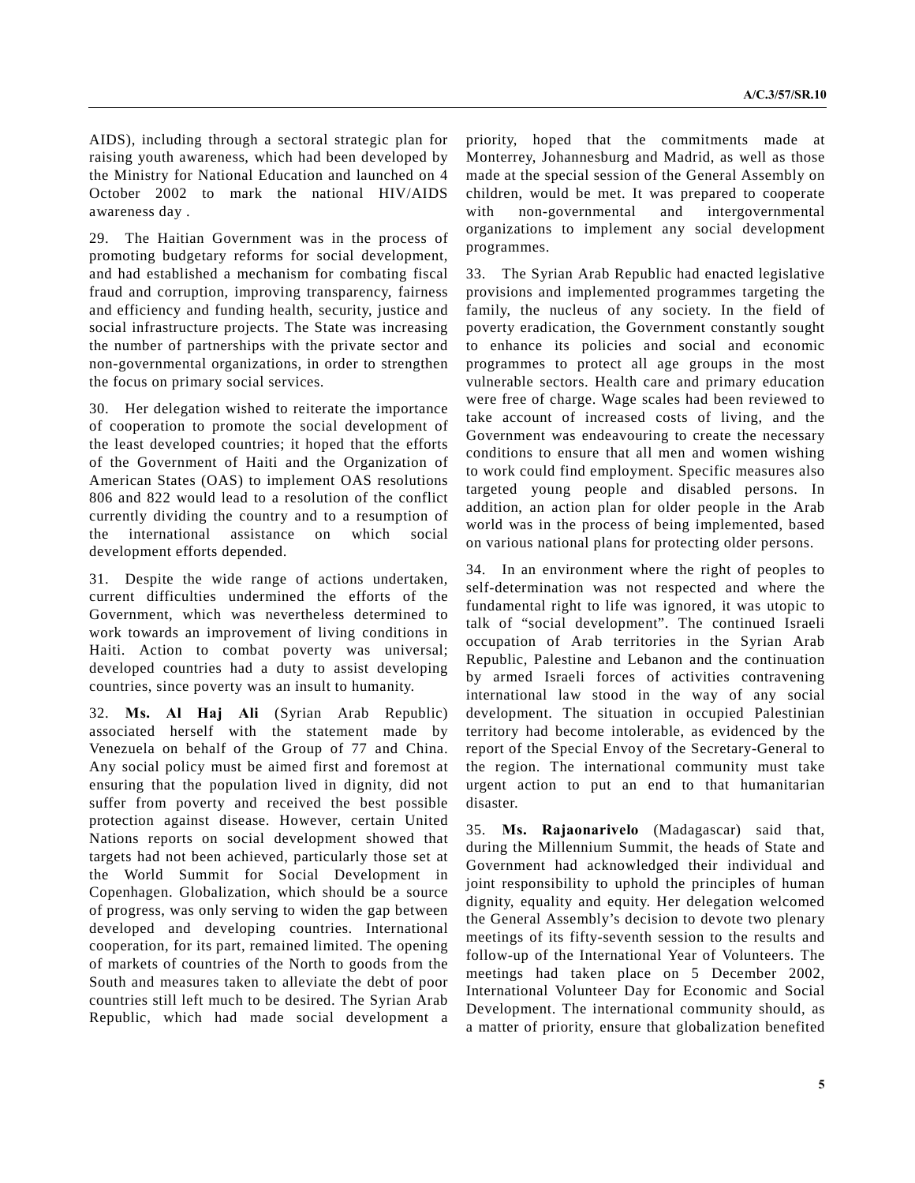AIDS), including through a sectoral strategic plan for raising youth awareness, which had been developed by the Ministry for National Education and launched on 4 October 2002 to mark the national HIV/AIDS awareness day .

29. The Haitian Government was in the process of promoting budgetary reforms for social development, and had established a mechanism for combating fiscal fraud and corruption, improving transparency, fairness and efficiency and funding health, security, justice and social infrastructure projects. The State was increasing the number of partnerships with the private sector and non-governmental organizations, in order to strengthen the focus on primary social services.

30. Her delegation wished to reiterate the importance of cooperation to promote the social development of the least developed countries; it hoped that the efforts of the Government of Haiti and the Organization of American States (OAS) to implement OAS resolutions 806 and 822 would lead to a resolution of the conflict currently dividing the country and to a resumption of the international assistance on which social development efforts depended.

31. Despite the wide range of actions undertaken, current difficulties undermined the efforts of the Government, which was nevertheless determined to work towards an improvement of living conditions in Haiti. Action to combat poverty was universal; developed countries had a duty to assist developing countries, since poverty was an insult to humanity.

32. **Ms. Al Haj Ali** (Syrian Arab Republic) associated herself with the statement made by Venezuela on behalf of the Group of 77 and China. Any social policy must be aimed first and foremost at ensuring that the population lived in dignity, did not suffer from poverty and received the best possible protection against disease. However, certain United Nations reports on social development showed that targets had not been achieved, particularly those set at the World Summit for Social Development in Copenhagen. Globalization, which should be a source of progress, was only serving to widen the gap between developed and developing countries. International cooperation, for its part, remained limited. The opening of markets of countries of the North to goods from the South and measures taken to alleviate the debt of poor countries still left much to be desired. The Syrian Arab Republic, which had made social development a priority, hoped that the commitments made at Monterrey, Johannesburg and Madrid, as well as those made at the special session of the General Assembly on children, would be met. It was prepared to cooperate with non-governmental and intergovernmental organizations to implement any social development programmes.

33. The Syrian Arab Republic had enacted legislative provisions and implemented programmes targeting the family, the nucleus of any society. In the field of poverty eradication, the Government constantly sought to enhance its policies and social and economic programmes to protect all age groups in the most vulnerable sectors. Health care and primary education were free of charge. Wage scales had been reviewed to take account of increased costs of living, and the Government was endeavouring to create the necessary conditions to ensure that all men and women wishing to work could find employment. Specific measures also targeted young people and disabled persons. In addition, an action plan for older people in the Arab world was in the process of being implemented, based on various national plans for protecting older persons.

34. In an environment where the right of peoples to self-determination was not respected and where the fundamental right to life was ignored, it was utopic to talk of "social development". The continued Israeli occupation of Arab territories in the Syrian Arab Republic, Palestine and Lebanon and the continuation by armed Israeli forces of activities contravening international law stood in the way of any social development. The situation in occupied Palestinian territory had become intolerable, as evidenced by the report of the Special Envoy of the Secretary-General to the region. The international community must take urgent action to put an end to that humanitarian disaster.

35. **Ms. Rajaonarivelo** (Madagascar) said that, during the Millennium Summit, the heads of State and Government had acknowledged their individual and joint responsibility to uphold the principles of human dignity, equality and equity. Her delegation welcomed the General Assembly's decision to devote two plenary meetings of its fifty-seventh session to the results and follow-up of the International Year of Volunteers. The meetings had taken place on 5 December 2002, International Volunteer Day for Economic and Social Development. The international community should, as a matter of priority, ensure that globalization benefited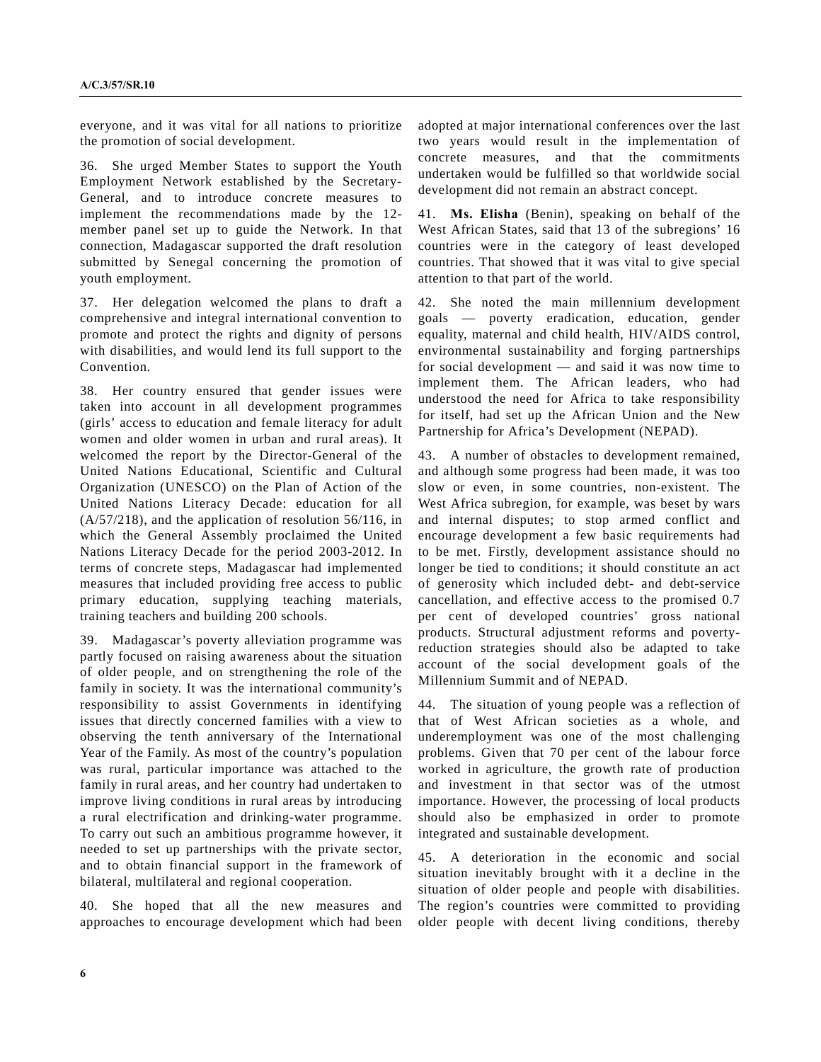everyone, and it was vital for all nations to prioritize the promotion of social development.

36. She urged Member States to support the Youth Employment Network established by the Secretary-General, and to introduce concrete measures to implement the recommendations made by the 12-member panel set up to guide the Network. In that connection, Madagascar supported the draft resolution submitted by Senegal concerning the promotion of youth employment.

37. Her delegation welcomed the plans to draft a comprehensive and integral international convention to promote and protect the rights and dignity of persons with disabilities, and would lend its full support to the Convention.

38. Her country ensured that gender issues were taken into account in all development programmes (girls' access to education and female literacy for adult women and older women in urban and rural areas). It welcomed the report by the Director-General of the United Nations Educational, Scientific and Cultural Organization (UNESCO) on the Plan of Action of the United Nations Literacy Decade: education for all (A/57/218), and the application of resolution 56/116, in which the General Assembly proclaimed the United Nations Literacy Decade for the period 2003-2012. In terms of concrete steps, Madagascar had implemented measures that included providing free access to public primary education, supplying teaching materials, training teachers and building 200 schools.

39. Madagascar's poverty alleviation programme was partly focused on raising awareness about the situation of older people, and on strengthening the role of the family in society. It was the international community's responsibility to assist Governments in identifying issues that directly concerned families with a view to observing the tenth anniversary of the International Year of the Family. As most of the country's population was rural, particular importance was attached to the family in rural areas, and her country had undertaken to improve living conditions in rural areas by introducing a rural electrification and drinking-water programme. To carry out such an ambitious programme however, it needed to set up partnerships with the private sector, and to obtain financial support in the framework of bilateral, multilateral and regional cooperation.

40. She hoped that all the new measures and approaches to encourage development which had been adopted at major international conferences over the last two years would result in the implementation of concrete measures, and that the commitments undertaken would be fulfilled so that worldwide social development did not remain an abstract concept.

41. **Ms. Elisha** (Benin), speaking on behalf of the West African States, said that 13 of the subregions' 16 countries were in the category of least developed countries. That showed that it was vital to give special attention to that part of the world.

42. She noted the main millennium development goals — poverty eradication, education, gender equality, maternal and child health, HIV/AIDS control, environmental sustainability and forging partnerships for social development — and said it was now time to implement them. The African leaders, who had understood the need for Africa to take responsibility for itself, had set up the African Union and the New Partnership for Africa's Development (NEPAD).

43. A number of obstacles to development remained, and although some progress had been made, it was too slow or even, in some countries, non-existent. The West Africa subregion, for example, was beset by wars and internal disputes; to stop armed conflict and encourage development a few basic requirements had to be met. Firstly, development assistance should no longer be tied to conditions; it should constitute an act of generosity which included debt- and debt-service cancellation, and effective access to the promised 0.7 per cent of developed countries' gross national products. Structural adjustment reforms and poverty-reduction strategies should also be adapted to take account of the social development goals of the Millennium Summit and of NEPAD.

44. The situation of young people was a reflection of that of West African societies as a whole, and underemployment was one of the most challenging problems. Given that 70 per cent of the labour force worked in agriculture, the growth rate of production and investment in that sector was of the utmost importance. However, the processing of local products should also be emphasized in order to promote integrated and sustainable development.

45. A deterioration in the economic and social situation inevitably brought with it a decline in the situation of older people and people with disabilities. The region's countries were committed to providing older people with decent living conditions, thereby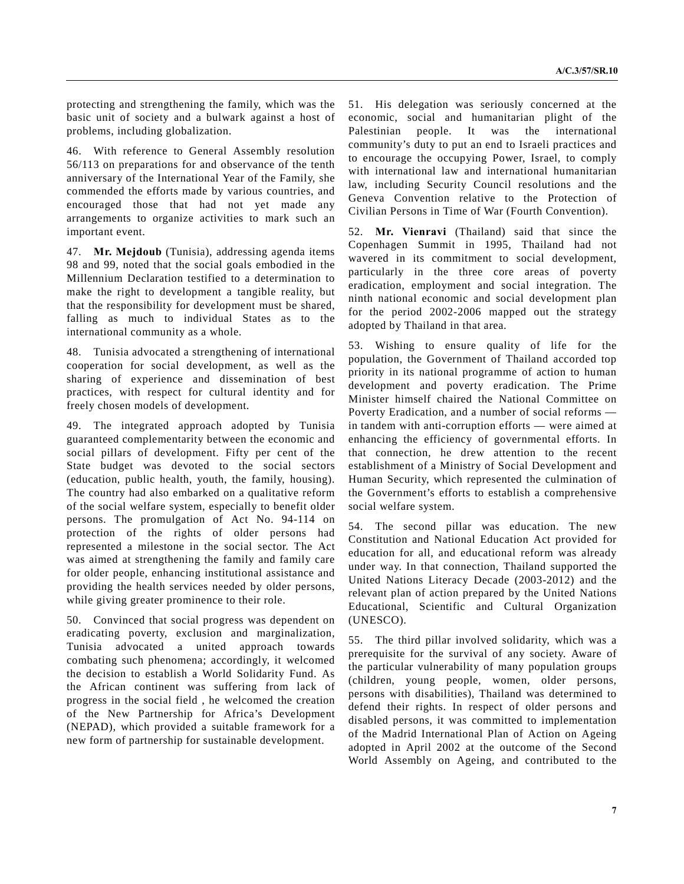protecting and strengthening the family, which was the basic unit of society and a bulwark against a host of problems, including globalization.

46. With reference to General Assembly resolution 56/113 on preparations for and observance of the tenth anniversary of the International Year of the Family, she commended the efforts made by various countries, and encouraged those that had not yet made any arrangements to organize activities to mark such an important event.

47. **Mr. Mejdoub** (Tunisia), addressing agenda items 98 and 99, noted that the social goals embodied in the Millennium Declaration testified to a determination to make the right to development a tangible reality, but that the responsibility for development must be shared, falling as much to individual States as to the international community as a whole.

48. Tunisia advocated a strengthening of international cooperation for social development, as well as the sharing of experience and dissemination of best practices, with respect for cultural identity and for freely chosen models of development.

49. The integrated approach adopted by Tunisia guaranteed complementarity between the economic and social pillars of development. Fifty per cent of the State budget was devoted to the social sectors (education, public health, youth, the family, housing). The country had also embarked on a qualitative reform of the social welfare system, especially to benefit older persons. The promulgation of Act No. 94-114 on protection of the rights of older persons had represented a milestone in the social sector. The Act was aimed at strengthening the family and family care for older people, enhancing institutional assistance and providing the health services needed by older persons, while giving greater prominence to their role.

50. Convinced that social progress was dependent on eradicating poverty, exclusion and marginalization, Tunisia advocated a united approach towards combating such phenomena; accordingly, it welcomed the decision to establish a World Solidarity Fund. As the African continent was suffering from lack of progress in the social field , he welcomed the creation of the New Partnership for Africa's Development (NEPAD), which provided a suitable framework for a new form of partnership for sustainable development.

51. His delegation was seriously concerned at the economic, social and humanitarian plight of the Palestinian people. It was the international community's duty to put an end to Israeli practices and to encourage the occupying Power, Israel, to comply with international law and international humanitarian law, including Security Council resolutions and the Geneva Convention relative to the Protection of Civilian Persons in Time of War (Fourth Convention).

52. **Mr. Vienravi** (Thailand) said that since the Copenhagen Summit in 1995, Thailand had not wavered in its commitment to social development, particularly in the three core areas of poverty eradication, employment and social integration. The ninth national economic and social development plan for the period 2002-2006 mapped out the strategy adopted by Thailand in that area.

53. Wishing to ensure quality of life for the population, the Government of Thailand accorded top priority in its national programme of action to human development and poverty eradication. The Prime Minister himself chaired the National Committee on Poverty Eradication, and a number of social reforms — in tandem with anti-corruption efforts — were aimed at enhancing the efficiency of governmental efforts. In that connection, he drew attention to the recent establishment of a Ministry of Social Development and Human Security, which represented the culmination of the Government's efforts to establish a comprehensive social welfare system.

54. The second pillar was education. The new Constitution and National Education Act provided for education for all, and educational reform was already under way. In that connection, Thailand supported the United Nations Literacy Decade (2003-2012) and the relevant plan of action prepared by the United Nations Educational, Scientific and Cultural Organization (UNESCO).

55. The third pillar involved solidarity, which was a prerequisite for the survival of any society. Aware of the particular vulnerability of many population groups (children, young people, women, older persons, persons with disabilities), Thailand was determined to defend their rights. In respect of older persons and disabled persons, it was committed to implementation of the Madrid International Plan of Action on Ageing adopted in April 2002 at the outcome of the Second World Assembly on Ageing, and contributed to the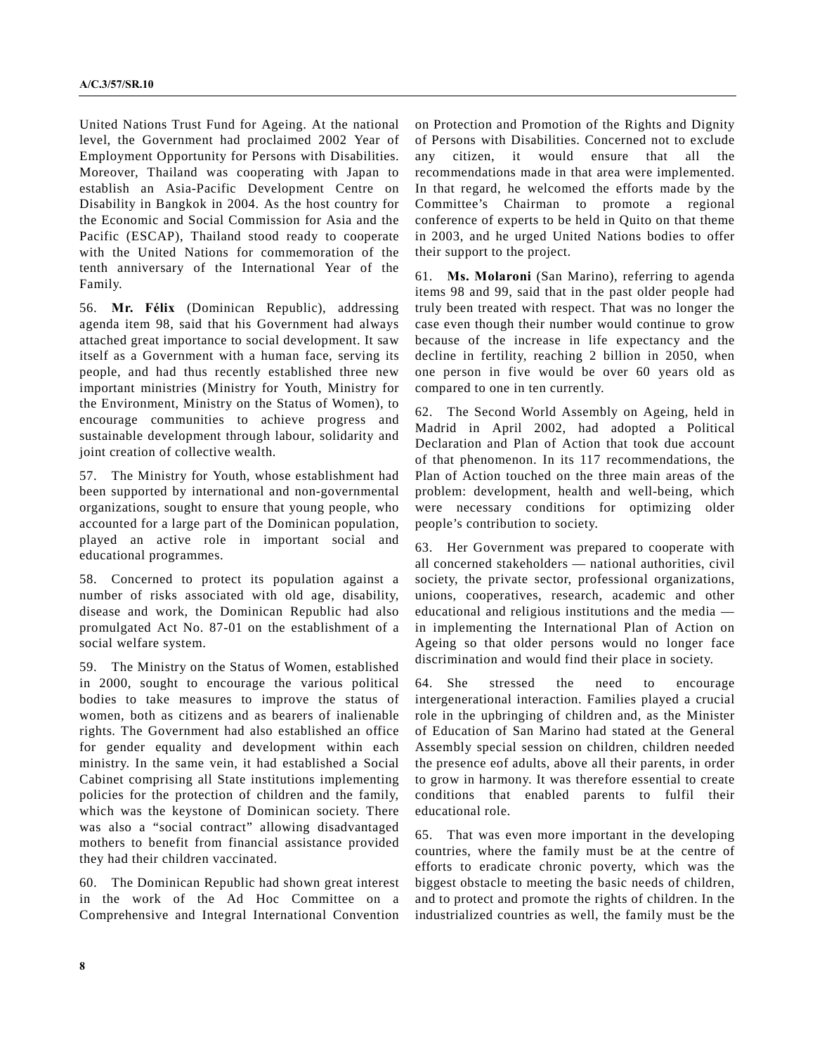United Nations Trust Fund for Ageing. At the national level, the Government had proclaimed 2002 Year of Employment Opportunity for Persons with Disabilities. Moreover, Thailand was cooperating with Japan to establish an Asia-Pacific Development Centre on Disability in Bangkok in 2004. As the host country for the Economic and Social Commission for Asia and the Pacific (ESCAP), Thailand stood ready to cooperate with the United Nations for commemoration of the tenth anniversary of the International Year of the Family.

56. **Mr. Félix** (Dominican Republic), addressing agenda item 98, said that his Government had always attached great importance to social development. It saw itself as a Government with a human face, serving its people, and had thus recently established three new important ministries (Ministry for Youth, Ministry for the Environment, Ministry on the Status of Women), to encourage communities to achieve progress and sustainable development through labour, solidarity and joint creation of collective wealth.

57. The Ministry for Youth, whose establishment had been supported by international and non-governmental organizations, sought to ensure that young people, who accounted for a large part of the Dominican population, played an active role in important social and educational programmes.

58. Concerned to protect its population against a number of risks associated with old age, disability, disease and work, the Dominican Republic had also promulgated Act No. 87-01 on the establishment of a social welfare system.

59. The Ministry on the Status of Women, established in 2000, sought to encourage the various political bodies to take measures to improve the status of women, both as citizens and as bearers of inalienable rights. The Government had also established an office for gender equality and development within each ministry. In the same vein, it had established a Social Cabinet comprising all State institutions implementing policies for the protection of children and the family, which was the keystone of Dominican society. There was also a "social contract" allowing disadvantaged mothers to benefit from financial assistance provided they had their children vaccinated.

60. The Dominican Republic had shown great interest in the work of the Ad Hoc Committee on a Comprehensive and Integral International Convention on Protection and Promotion of the Rights and Dignity of Persons with Disabilities. Concerned not to exclude any citizen, it would ensure that all the recommendations made in that area were implemented. In that regard, he welcomed the efforts made by the Committee's Chairman to promote a regional conference of experts to be held in Quito on that theme in 2003, and he urged United Nations bodies to offer their support to the project.

61. **Ms. Molaroni** (San Marino), referring to agenda items 98 and 99, said that in the past older people had truly been treated with respect. That was no longer the case even though their number would continue to grow because of the increase in life expectancy and the decline in fertility, reaching 2 billion in 2050, when one person in five would be over 60 years old as compared to one in ten currently.

62. The Second World Assembly on Ageing, held in Madrid in April 2002, had adopted a Political Declaration and Plan of Action that took due account of that phenomenon. In its 117 recommendations, the Plan of Action touched on the three main areas of the problem: development, health and well-being, which were necessary conditions for optimizing older people's contribution to society.

63. Her Government was prepared to cooperate with all concerned stakeholders — national authorities, civil society, the private sector, professional organizations, unions, cooperatives, research, academic and other educational and religious institutions and the media — in implementing the International Plan of Action on Ageing so that older persons would no longer face discrimination and would find their place in society.

64. She stressed the need to encourage intergenerational interaction. Families played a crucial role in the upbringing of children and, as the Minister of Education of San Marino had stated at the General Assembly special session on children, children needed the presence eof adults, above all their parents, in order to grow in harmony. It was therefore essential to create conditions that enabled parents to fulfil their educational role.

65. That was even more important in the developing countries, where the family must be at the centre of efforts to eradicate chronic poverty, which was the biggest obstacle to meeting the basic needs of children, and to protect and promote the rights of children. In the industrialized countries as well, the family must be the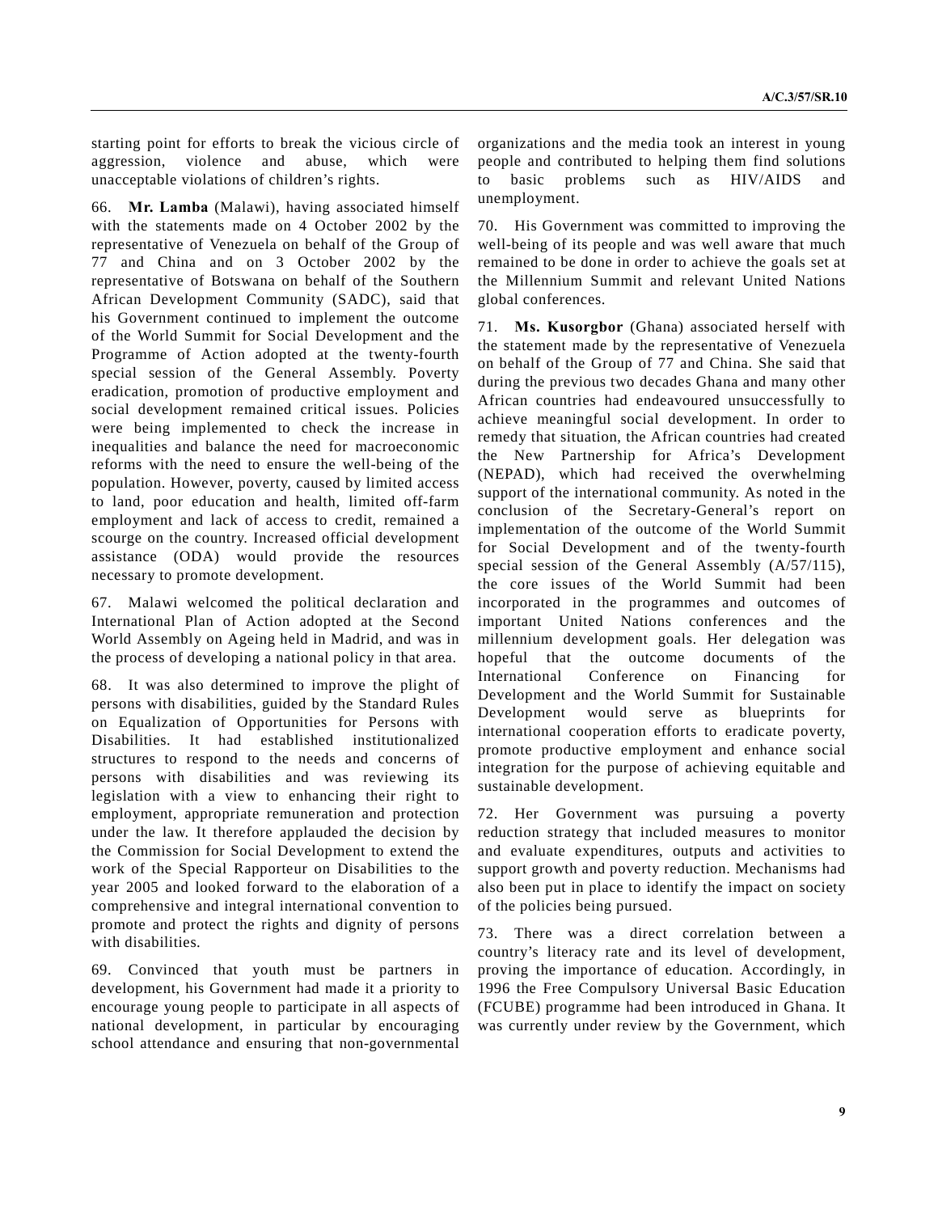starting point for efforts to break the vicious circle of aggression, violence and abuse, which were unacceptable violations of children's rights.

66. **Mr. Lamba** (Malawi), having associated himself with the statements made on 4 October 2002 by the representative of Venezuela on behalf of the Group of 77 and China and on 3 October 2002 by the representative of Botswana on behalf of the Southern African Development Community (SADC), said that his Government continued to implement the outcome of the World Summit for Social Development and the Programme of Action adopted at the twenty-fourth special session of the General Assembly. Poverty eradication, promotion of productive employment and social development remained critical issues. Policies were being implemented to check the increase in inequalities and balance the need for macroeconomic reforms with the need to ensure the well-being of the population. However, poverty, caused by limited access to land, poor education and health, limited off-farm employment and lack of access to credit, remained a scourge on the country. Increased official development assistance (ODA) would provide the resources necessary to promote development.

67. Malawi welcomed the political declaration and International Plan of Action adopted at the Second World Assembly on Ageing held in Madrid, and was in the process of developing a national policy in that area.

68. It was also determined to improve the plight of persons with disabilities, guided by the Standard Rules on Equalization of Opportunities for Persons with Disabilities. It had established institutionalized structures to respond to the needs and concerns of persons with disabilities and was reviewing its legislation with a view to enhancing their right to employment, appropriate remuneration and protection under the law. It therefore applauded the decision by the Commission for Social Development to extend the work of the Special Rapporteur on Disabilities to the year 2005 and looked forward to the elaboration of a comprehensive and integral international convention to promote and protect the rights and dignity of persons with disabilities.

69. Convinced that youth must be partners in development, his Government had made it a priority to encourage young people to participate in all aspects of national development, in particular by encouraging school attendance and ensuring that non-governmental organizations and the media took an interest in young people and contributed to helping them find solutions to basic problems such as HIV/AIDS and unemployment.

70. His Government was committed to improving the well-being of its people and was well aware that much remained to be done in order to achieve the goals set at the Millennium Summit and relevant United Nations global conferences.

71. **Ms. Kusorgbor** (Ghana) associated herself with the statement made by the representative of Venezuela on behalf of the Group of 77 and China. She said that during the previous two decades Ghana and many other African countries had endeavoured unsuccessfully to achieve meaningful social development. In order to remedy that situation, the African countries had created the New Partnership for Africa's Development (NEPAD), which had received the overwhelming support of the international community. As noted in the conclusion of the Secretary-General's report on implementation of the outcome of the World Summit for Social Development and of the twenty-fourth special session of the General Assembly (A/57/115), the core issues of the World Summit had been incorporated in the programmes and outcomes of important United Nations conferences and the millennium development goals. Her delegation was hopeful that the outcome documents of the International Conference on Financing for Development and the World Summit for Sustainable Development would serve as blueprints for international cooperation efforts to eradicate poverty, promote productive employment and enhance social integration for the purpose of achieving equitable and sustainable development.

72. Her Government was pursuing a poverty reduction strategy that included measures to monitor and evaluate expenditures, outputs and activities to support growth and poverty reduction. Mechanisms had also been put in place to identify the impact on society of the policies being pursued.

73. There was a direct correlation between a country's literacy rate and its level of development, proving the importance of education. Accordingly, in 1996 the Free Compulsory Universal Basic Education (FCUBE) programme had been introduced in Ghana. It was currently under review by the Government, which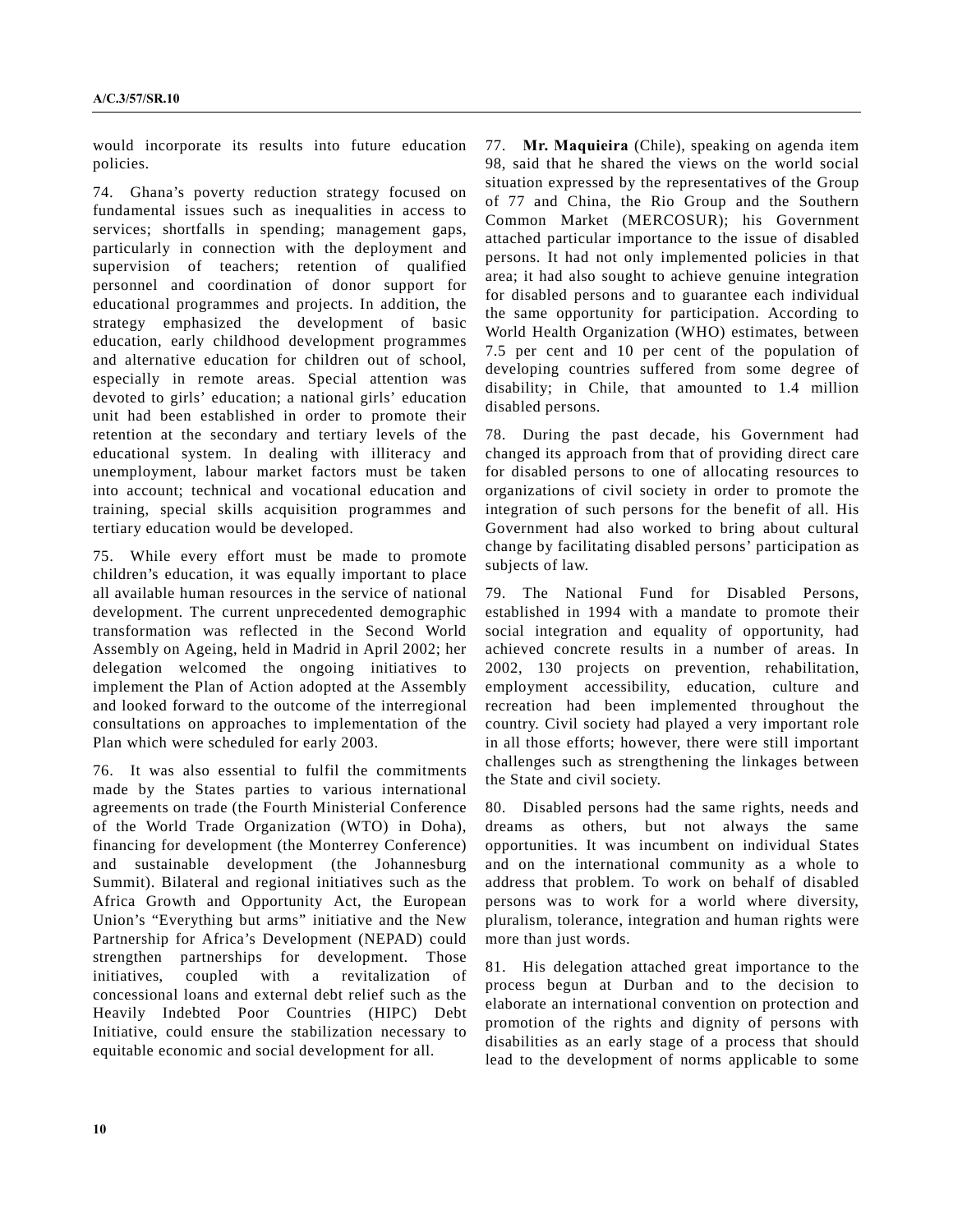would incorporate its results into future education policies.

74. Ghana's poverty reduction strategy focused on fundamental issues such as inequalities in access to services; shortfalls in spending; management gaps, particularly in connection with the deployment and supervision of teachers; retention of qualified personnel and coordination of donor support for educational programmes and projects. In addition, the strategy emphasized the development of basic education, early childhood development programmes and alternative education for children out of school, especially in remote areas. Special attention was devoted to girls' education; a national girls' education unit had been established in order to promote their retention at the secondary and tertiary levels of the educational system. In dealing with illiteracy and unemployment, labour market factors must be taken into account; technical and vocational education and training, special skills acquisition programmes and tertiary education would be developed.

75. While every effort must be made to promote children's education, it was equally important to place all available human resources in the service of national development. The current unprecedented demographic transformation was reflected in the Second World Assembly on Ageing, held in Madrid in April 2002; her delegation welcomed the ongoing initiatives to implement the Plan of Action adopted at the Assembly and looked forward to the outcome of the interregional consultations on approaches to implementation of the Plan which were scheduled for early 2003.

76. It was also essential to fulfil the commitments made by the States parties to various international agreements on trade (the Fourth Ministerial Conference of the World Trade Organization (WTO) in Doha), financing for development (the Monterrey Conference) and sustainable development (the Johannesburg Summit). Bilateral and regional initiatives such as the Africa Growth and Opportunity Act, the European Union's "Everything but arms" initiative and the New Partnership for Africa's Development (NEPAD) could strengthen partnerships for development. Those initiatives, coupled with a revitalization of concessional loans and external debt relief such as the Heavily Indebted Poor Countries (HIPC) Debt Initiative, could ensure the stabilization necessary to equitable economic and social development for all.

77. **Mr. Maquieira** (Chile), speaking on agenda item 98, said that he shared the views on the world social situation expressed by the representatives of the Group of 77 and China, the Rio Group and the Southern Common Market (MERCOSUR); his Government attached particular importance to the issue of disabled persons. It had not only implemented policies in that area; it had also sought to achieve genuine integration for disabled persons and to guarantee each individual the same opportunity for participation. According to World Health Organization (WHO) estimates, between 7.5 per cent and 10 per cent of the population of developing countries suffered from some degree of disability; in Chile, that amounted to 1.4 million disabled persons.

78. During the past decade, his Government had changed its approach from that of providing direct care for disabled persons to one of allocating resources to organizations of civil society in order to promote the integration of such persons for the benefit of all. His Government had also worked to bring about cultural change by facilitating disabled persons' participation as subjects of law.

79. The National Fund for Disabled Persons, established in 1994 with a mandate to promote their social integration and equality of opportunity, had achieved concrete results in a number of areas. In 2002, 130 projects on prevention, rehabilitation, employment accessibility, education, culture and recreation had been implemented throughout the country. Civil society had played a very important role in all those efforts; however, there were still important challenges such as strengthening the linkages between the State and civil society.

80. Disabled persons had the same rights, needs and dreams as others, but not always the same opportunities. It was incumbent on individual States and on the international community as a whole to address that problem. To work on behalf of disabled persons was to work for a world where diversity, pluralism, tolerance, integration and human rights were more than just words.

81. His delegation attached great importance to the process begun at Durban and to the decision to elaborate an international convention on protection and promotion of the rights and dignity of persons with disabilities as an early stage of a process that should lead to the development of norms applicable to some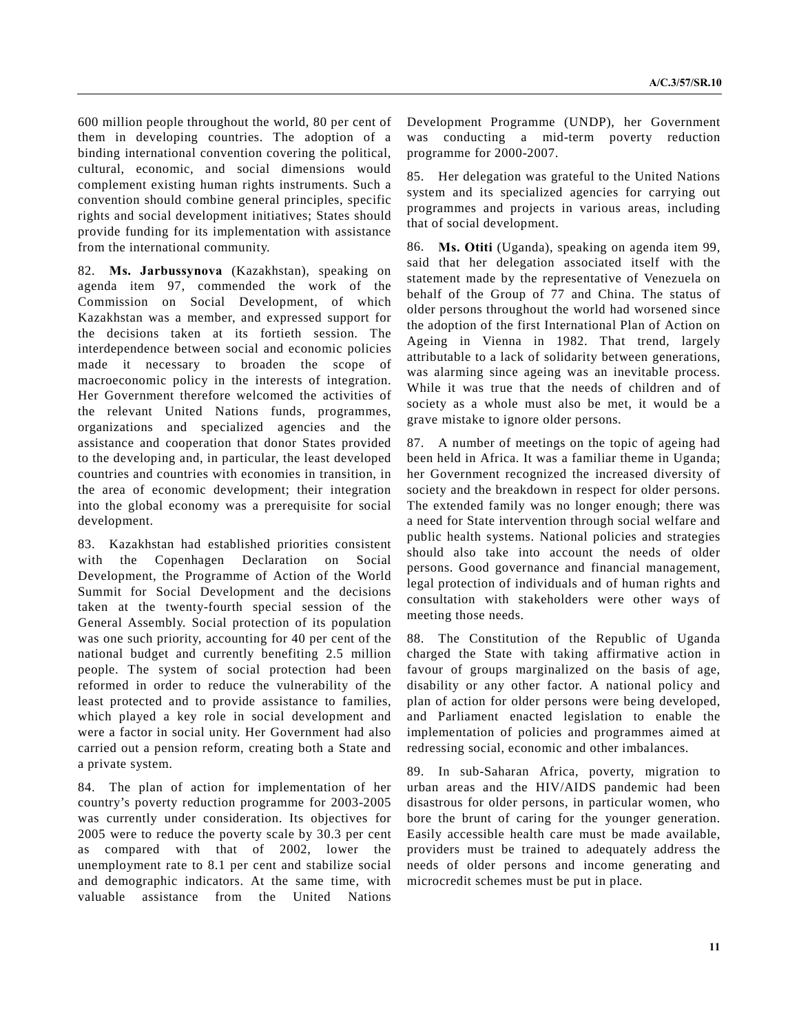600 million people throughout the world, 80 per cent of them in developing countries. The adoption of a binding international convention covering the political, cultural, economic, and social dimensions would complement existing human rights instruments. Such a convention should combine general principles, specific rights and social development initiatives; States should provide funding for its implementation with assistance from the international community.

82. **Ms. Jarbussynova** (Kazakhstan), speaking on agenda item 97, commended the work of the Commission on Social Development, of which Kazakhstan was a member, and expressed support for the decisions taken at its fortieth session. The interdependence between social and economic policies made it necessary to broaden the scope of macroeconomic policy in the interests of integration. Her Government therefore welcomed the activities of the relevant United Nations funds, programmes, organizations and specialized agencies and the assistance and cooperation that donor States provided to the developing and, in particular, the least developed countries and countries with economies in transition, in the area of economic development; their integration into the global economy was a prerequisite for social development.

83. Kazakhstan had established priorities consistent with the Copenhagen Declaration on Social Development, the Programme of Action of the World Summit for Social Development and the decisions taken at the twenty-fourth special session of the General Assembly. Social protection of its population was one such priority, accounting for 40 per cent of the national budget and currently benefiting 2.5 million people. The system of social protection had been reformed in order to reduce the vulnerability of the least protected and to provide assistance to families, which played a key role in social development and were a factor in social unity. Her Government had also carried out a pension reform, creating both a State and a private system.

84. The plan of action for implementation of her country's poverty reduction programme for 2003-2005 was currently under consideration. Its objectives for 2005 were to reduce the poverty scale by 30.3 per cent as compared with that of 2002, lower the unemployment rate to 8.1 per cent and stabilize social and demographic indicators. At the same time, with valuable assistance from the United Nations Development Programme (UNDP), her Government was conducting a mid-term poverty reduction programme for 2000-2007.

85. Her delegation was grateful to the United Nations system and its specialized agencies for carrying out programmes and projects in various areas, including that of social development.

86. **Ms. Otiti** (Uganda), speaking on agenda item 99, said that her delegation associated itself with the statement made by the representative of Venezuela on behalf of the Group of 77 and China. The status of older persons throughout the world had worsened since the adoption of the first International Plan of Action on Ageing in Vienna in 1982. That trend, largely attributable to a lack of solidarity between generations, was alarming since ageing was an inevitable process. While it was true that the needs of children and of society as a whole must also be met, it would be a grave mistake to ignore older persons.

87. A number of meetings on the topic of ageing had been held in Africa. It was a familiar theme in Uganda; her Government recognized the increased diversity of society and the breakdown in respect for older persons. The extended family was no longer enough; there was a need for State intervention through social welfare and public health systems. National policies and strategies should also take into account the needs of older persons. Good governance and financial management, legal protection of individuals and of human rights and consultation with stakeholders were other ways of meeting those needs.

88. The Constitution of the Republic of Uganda charged the State with taking affirmative action in favour of groups marginalized on the basis of age, disability or any other factor. A national policy and plan of action for older persons were being developed, and Parliament enacted legislation to enable the implementation of policies and programmes aimed at redressing social, economic and other imbalances.

89. In sub-Saharan Africa, poverty, migration to urban areas and the HIV/AIDS pandemic had been disastrous for older persons, in particular women, who bore the brunt of caring for the younger generation. Easily accessible health care must be made available, providers must be trained to adequately address the needs of older persons and income generating and microcredit schemes must be put in place.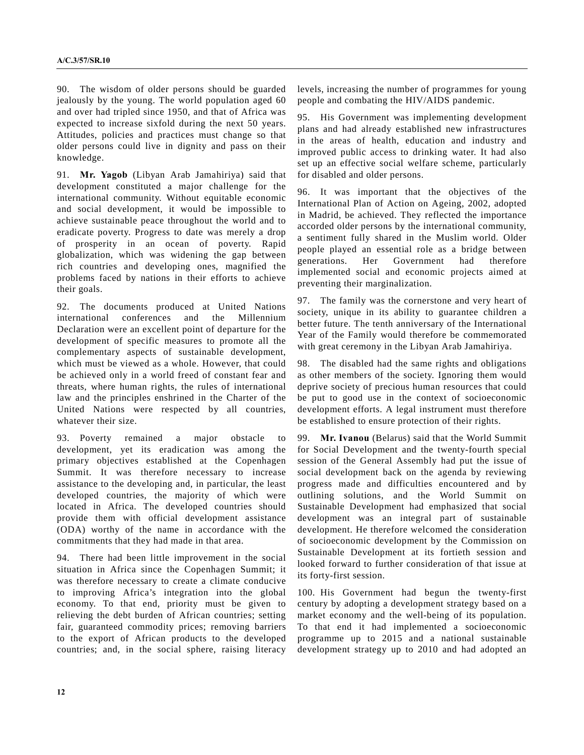90. The wisdom of older persons should be guarded jealously by the young. The world population aged 60 and over had tripled since 1950, and that of Africa was expected to increase sixfold during the next 50 years. Attitudes, policies and practices must change so that older persons could live in dignity and pass on their knowledge.

91. **Mr. Yagob** (Libyan Arab Jamahiriya) said that development constituted a major challenge for the international community. Without equitable economic and social development, it would be impossible to achieve sustainable peace throughout the world and to eradicate poverty. Progress to date was merely a drop of prosperity in an ocean of poverty. Rapid globalization, which was widening the gap between rich countries and developing ones, magnified the problems faced by nations in their efforts to achieve their goals.

92. The documents produced at United Nations international conferences and the Millennium Declaration were an excellent point of departure for the development of specific measures to promote all the complementary aspects of sustainable development, which must be viewed as a whole. However, that could be achieved only in a world freed of constant fear and threats, where human rights, the rules of international law and the principles enshrined in the Charter of the United Nations were respected by all countries, whatever their size.

93. Poverty remained a major obstacle to development, yet its eradication was among the primary objectives established at the Copenhagen Summit. It was therefore necessary to increase assistance to the developing and, in particular, the least developed countries, the majority of which were located in Africa. The developed countries should provide them with official development assistance (ODA) worthy of the name in accordance with the commitments that they had made in that area.

94. There had been little improvement in the social situation in Africa since the Copenhagen Summit; it was therefore necessary to create a climate conducive to improving Africa's integration into the global economy. To that end, priority must be given to relieving the debt burden of African countries; setting fair, guaranteed commodity prices; removing barriers to the export of African products to the developed countries; and, in the social sphere, raising literacy levels, increasing the number of programmes for young people and combating the HIV/AIDS pandemic.

95. His Government was implementing development plans and had already established new infrastructures in the areas of health, education and industry and improved public access to drinking water. It had also set up an effective social welfare scheme, particularly for disabled and older persons.

96. It was important that the objectives of the International Plan of Action on Ageing, 2002, adopted in Madrid, be achieved. They reflected the importance accorded older persons by the international community, a sentiment fully shared in the Muslim world. Older people played an essential role as a bridge between generations. Her Government had therefore implemented social and economic projects aimed at preventing their marginalization.

97. The family was the cornerstone and very heart of society, unique in its ability to guarantee children a better future. The tenth anniversary of the International Year of the Family would therefore be commemorated with great ceremony in the Libyan Arab Jamahiriya.

98. The disabled had the same rights and obligations as other members of the society. Ignoring them would deprive society of precious human resources that could be put to good use in the context of socioeconomic development efforts. A legal instrument must therefore be established to ensure protection of their rights.

99. **Mr. Ivanou** (Belarus) said that the World Summit for Social Development and the twenty-fourth special session of the General Assembly had put the issue of social development back on the agenda by reviewing progress made and difficulties encountered and by outlining solutions, and the World Summit on Sustainable Development had emphasized that social development was an integral part of sustainable development. He therefore welcomed the consideration of socioeconomic development by the Commission on Sustainable Development at its fortieth session and looked forward to further consideration of that issue at its forty-first session.

100. His Government had begun the twenty-first century by adopting a development strategy based on a market economy and the well-being of its population. To that end it had implemented a socioeconomic programme up to 2015 and a national sustainable development strategy up to 2010 and had adopted an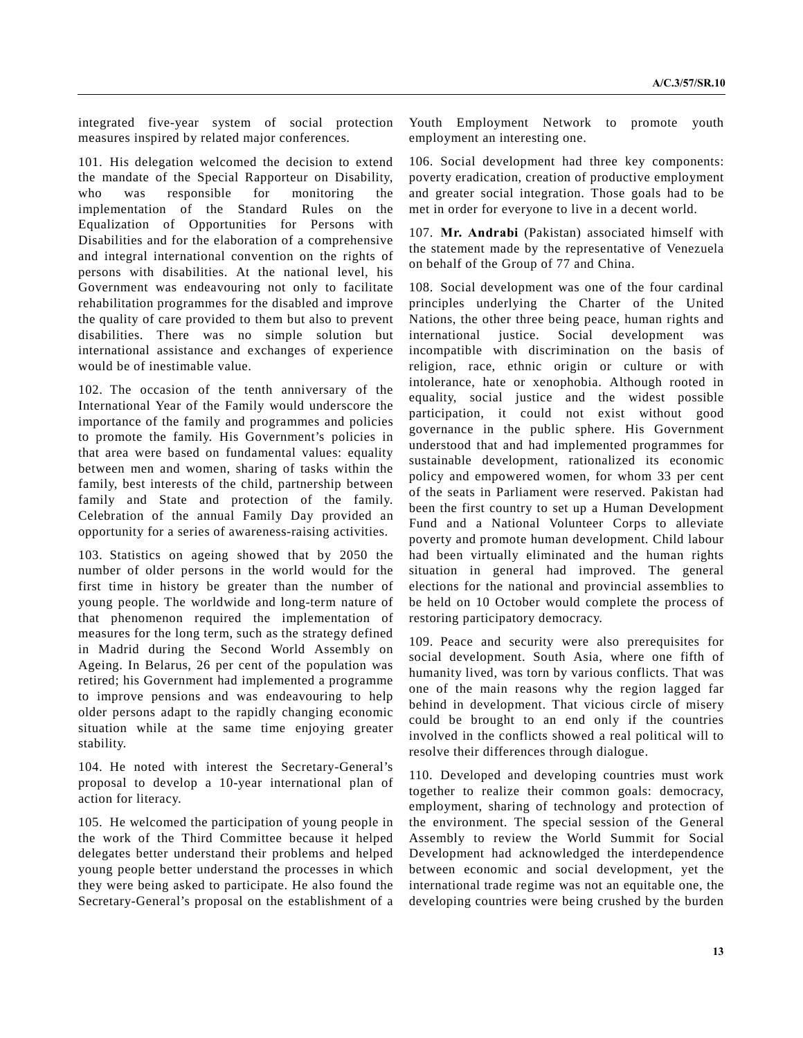integrated five-year system of social protection measures inspired by related major conferences.

101. His delegation welcomed the decision to extend the mandate of the Special Rapporteur on Disability, who was responsible for monitoring the implementation of the Standard Rules on the Equalization of Opportunities for Persons with Disabilities and for the elaboration of a comprehensive and integral international convention on the rights of persons with disabilities. At the national level, his Government was endeavouring not only to facilitate rehabilitation programmes for the disabled and improve the quality of care provided to them but also to prevent disabilities. There was no simple solution but international assistance and exchanges of experience would be of inestimable value.

102. The occasion of the tenth anniversary of the International Year of the Family would underscore the importance of the family and programmes and policies to promote the family. His Government's policies in that area were based on fundamental values: equality between men and women, sharing of tasks within the family, best interests of the child, partnership between family and State and protection of the family. Celebration of the annual Family Day provided an opportunity for a series of awareness-raising activities.

103. Statistics on ageing showed that by 2050 the number of older persons in the world would for the first time in history be greater than the number of young people. The worldwide and long-term nature of that phenomenon required the implementation of measures for the long term, such as the strategy defined in Madrid during the Second World Assembly on Ageing. In Belarus, 26 per cent of the population was retired; his Government had implemented a programme to improve pensions and was endeavouring to help older persons adapt to the rapidly changing economic situation while at the same time enjoying greater stability.

104. He noted with interest the Secretary-General's proposal to develop a 10-year international plan of action for literacy.

105. He welcomed the participation of young people in the work of the Third Committee because it helped delegates better understand their problems and helped young people better understand the processes in which they were being asked to participate. He also found the Secretary-General's proposal on the establishment of a Youth Employment Network to promote youth employment an interesting one.

106. Social development had three key components: poverty eradication, creation of productive employment and greater social integration. Those goals had to be met in order for everyone to live in a decent world.

107. **Mr. Andrabi** (Pakistan) associated himself with the statement made by the representative of Venezuela on behalf of the Group of 77 and China.

108. Social development was one of the four cardinal principles underlying the Charter of the United Nations, the other three being peace, human rights and international justice. Social development was incompatible with discrimination on the basis of religion, race, ethnic origin or culture or with intolerance, hate or xenophobia. Although rooted in equality, social justice and the widest possible participation, it could not exist without good governance in the public sphere. His Government understood that and had implemented programmes for sustainable development, rationalized its economic policy and empowered women, for whom 33 per cent of the seats in Parliament were reserved. Pakistan had been the first country to set up a Human Development Fund and a National Volunteer Corps to alleviate poverty and promote human development. Child labour had been virtually eliminated and the human rights situation in general had improved. The general elections for the national and provincial assemblies to be held on 10 October would complete the process of restoring participatory democracy.

109. Peace and security were also prerequisites for social development. South Asia, where one fifth of humanity lived, was torn by various conflicts. That was one of the main reasons why the region lagged far behind in development. That vicious circle of misery could be brought to an end only if the countries involved in the conflicts showed a real political will to resolve their differences through dialogue.

110. Developed and developing countries must work together to realize their common goals: democracy, employment, sharing of technology and protection of the environment. The special session of the General Assembly to review the World Summit for Social Development had acknowledged the interdependence between economic and social development, yet the international trade regime was not an equitable one, the developing countries were being crushed by the burden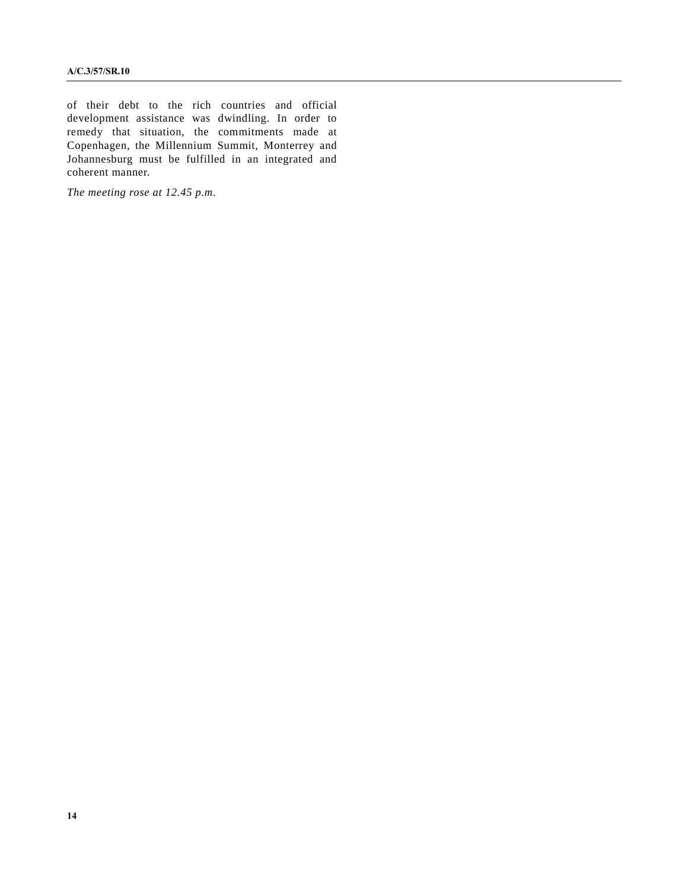of their debt to the rich countries and official development assistance was dwindling. In order to remedy that situation, the commitments made at Copenhagen, the Millennium Summit, Monterrey and Johannesburg must be fulfilled in an integrated and coherent manner.

*The meeting rose at 12.45 p.m.*